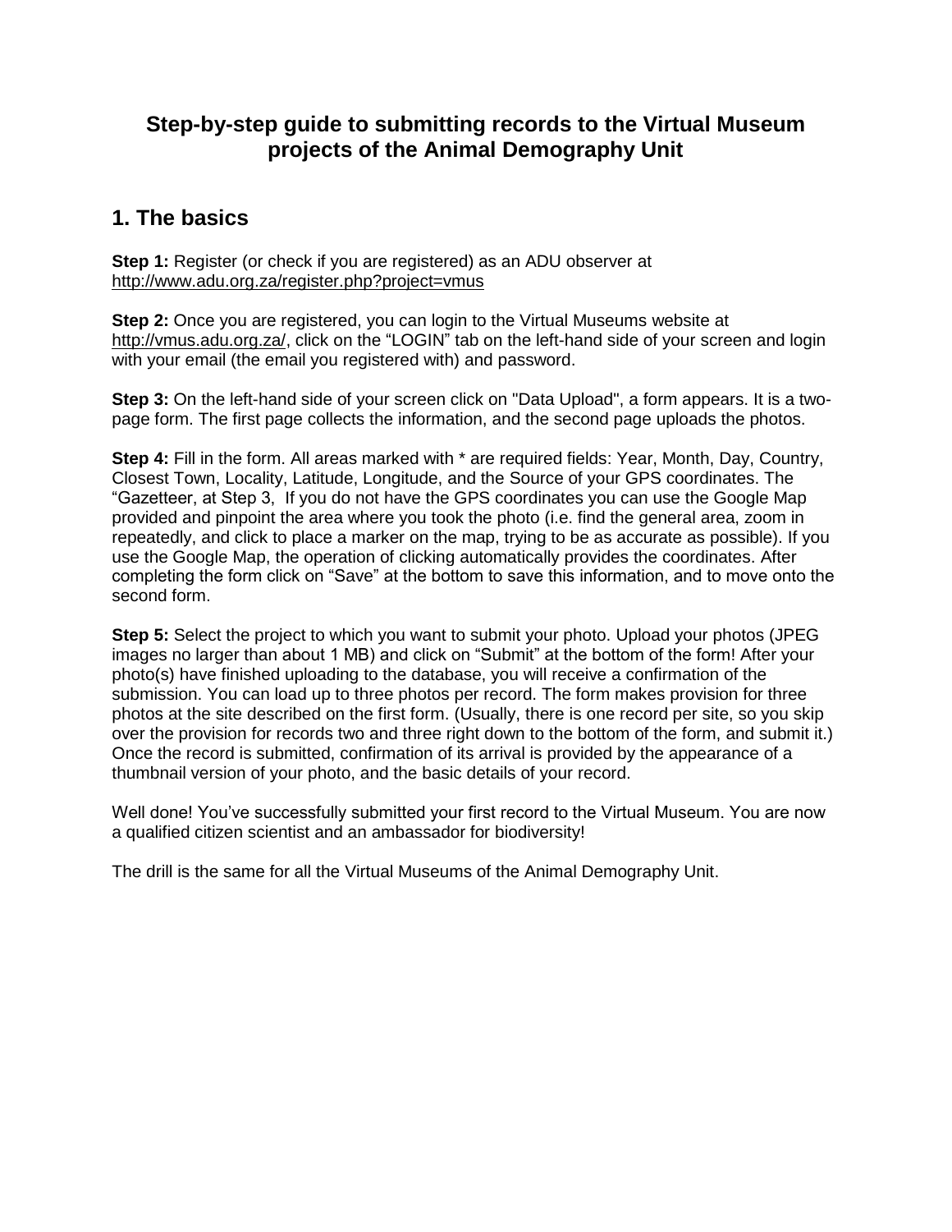# Step-by-step guide to submitting records to the Virtual Museum projects of the Animal Demography Unit

## 1. The basics

**Step 1:** Register (or check if you are registered) as an ADU observer at http://www.adu.org.za/register.php?project=vmus

**Step 2:** Once you are registered, you can login to the Virtual Museums website at http://vmus.adu.org.za/, click on the "LOGIN" tab on the left-hand side of your screen and login with your email (the email you registered with) and password.

**Step 3:** On the left-hand side of your screen click on "Data Upload", a form appears. It is a two-page form. The first page collects the information, and the second page uploads the photos.

**Step 4:** Fill in the form. All areas marked with * are required fields: Year, Month, Day, Country, Closest Town, Locality, Latitude, Longitude, and the Source of your GPS coordinates. The "Gazetteer, at Step 3, If you do not have the GPS coordinates you can use the Google Map provided and pinpoint the area where you took the photo (i.e. find the general area, zoom in repeatedly, and click to place a marker on the map, trying to be as accurate as possible). If you use the Google Map, the operation of clicking automatically provides the coordinates. After completing the form click on "Save" at the bottom to save this information, and to move onto the second form.

**Step 5:** Select the project to which you want to submit your photo. Upload your photos (JPEG images no larger than about 1 MB) and click on "Submit" at the bottom of the form! After your photo(s) have finished uploading to the database, you will receive a confirmation of the submission. You can load up to three photos per record. The form makes provision for three photos at the site described on the first form. (Usually, there is one record per site, so you skip over the provision for records two and three right down to the bottom of the form, and submit it.) Once the record is submitted, confirmation of its arrival is provided by the appearance of a thumbnail version of your photo, and the basic details of your record.

Well done! You've successfully submitted your first record to the Virtual Museum. You are now a qualified citizen scientist and an ambassador for biodiversity!

The drill is the same for all the Virtual Museums of the Animal Demography Unit.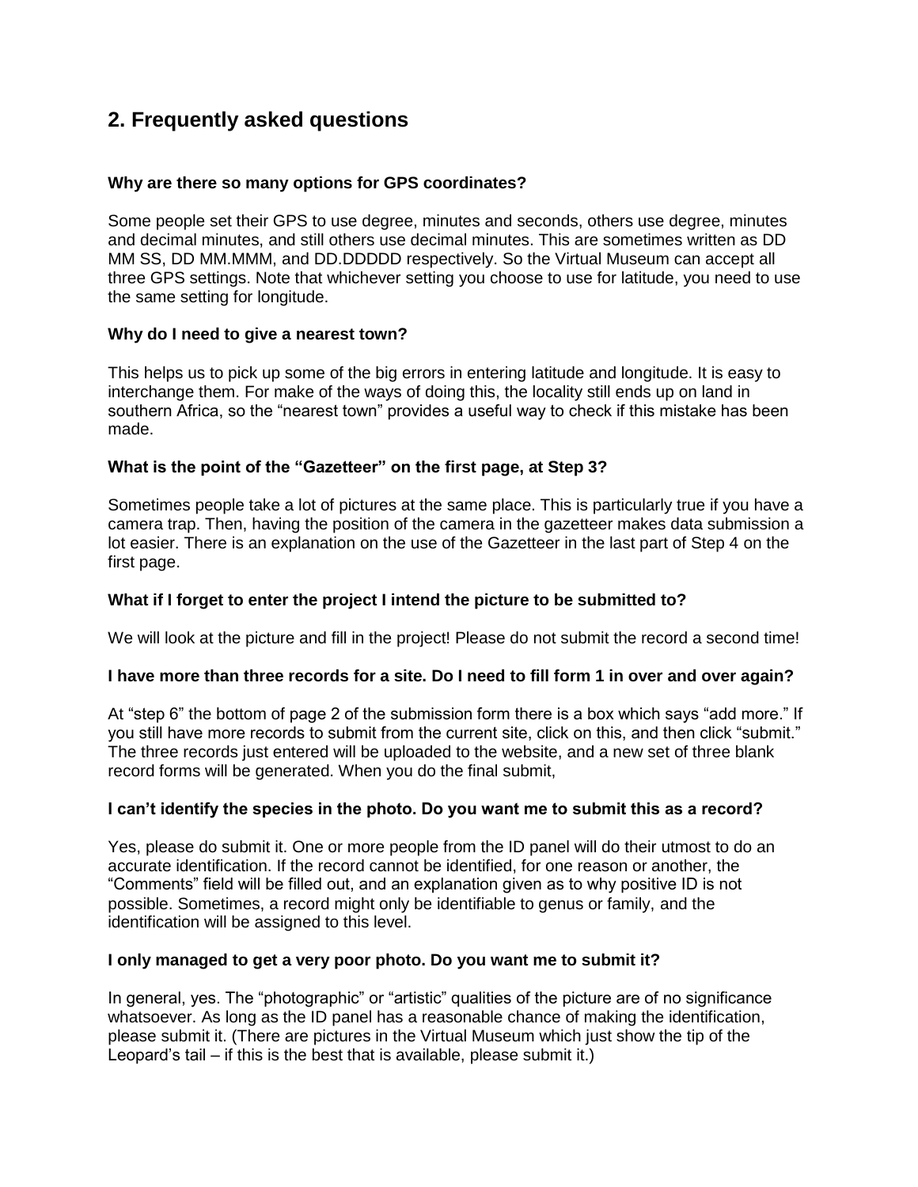## 2. Frequently asked questions

### Why are there so many options for GPS coordinates?

Some people set their GPS to use degree, minutes and seconds, others use degree, minutes and decimal minutes, and still others use decimal minutes. This are sometimes written as DD MM SS, DD MM.MMM, and DD.DDDDD respectively. So the Virtual Museum can accept all three GPS settings. Note that whichever setting you choose to use for latitude, you need to use the same setting for longitude.

### Why do I need to give a nearest town?

This helps us to pick up some of the big errors in entering latitude and longitude. It is easy to interchange them. For make of the ways of doing this, the locality still ends up on land in southern Africa, so the "nearest town" provides a useful way to check if this mistake has been made.

### What is the point of the "Gazetteer" on the first page, at Step 3?

Sometimes people take a lot of pictures at the same place. This is particularly true if you have a camera trap. Then, having the position of the camera in the gazetteer makes data submission a lot easier. There is an explanation on the use of the Gazetteer in the last part of Step 4 on the first page.

### What if I forget to enter the project I intend the picture to be submitted to?

We will look at the picture and fill in the project! Please do not submit the record a second time!

### I have more than three records for a site. Do I need to fill form 1 in over and over again?

At "step 6" the bottom of page 2 of the submission form there is a box which says "add more." If you still have more records to submit from the current site, click on this, and then click "submit." The three records just entered will be uploaded to the website, and a new set of three blank record forms will be generated. When you do the final submit,

### I can't identify the species in the photo. Do you want me to submit this as a record?

Yes, please do submit it. One or more people from the ID panel will do their utmost to do an accurate identification. If the record cannot be identified, for one reason or another, the "Comments" field will be filled out, and an explanation given as to why positive ID is not possible. Sometimes, a record might only be identifiable to genus or family, and the identification will be assigned to this level.

### I only managed to get a very poor photo. Do you want me to submit it?

In general, yes. The "photographic" or "artistic" qualities of the picture are of no significance whatsoever. As long as the ID panel has a reasonable chance of making the identification, please submit it. (There are pictures in the Virtual Museum which just show the tip of the Leopard's tail – if this is the best that is available, please submit it.)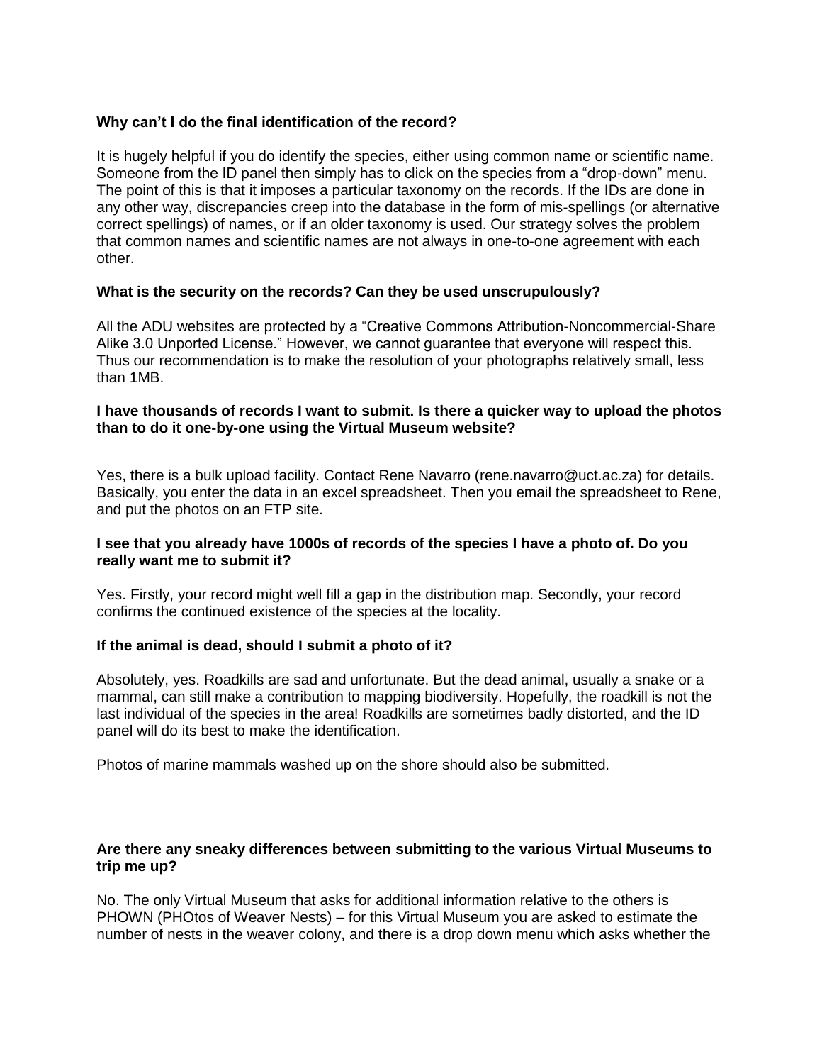**Why can't I do the final identification of the record?**

It is hugely helpful if you do identify the species, either using common name or scientific name. Someone from the ID panel then simply has to click on the species from a "drop-down" menu. The point of this is that it imposes a particular taxonomy on the records. If the IDs are done in any other way, discrepancies creep into the database in the form of mis-spellings (or alternative correct spellings) of names, or if an older taxonomy is used. Our strategy solves the problem that common names and scientific names are not always in one-to-one agreement with each other.

**What is the security on the records? Can they be used unscrupulously?**

All the ADU websites are protected by a "Creative Commons Attribution-Noncommercial-Share Alike 3.0 Unported License." However, we cannot guarantee that everyone will respect this. Thus our recommendation is to make the resolution of your photographs relatively small, less than 1MB.

**I have thousands of records I want to submit. Is there a quicker way to upload the photos than to do it one-by-one using the Virtual Museum website?**

Yes, there is a bulk upload facility. Contact Rene Navarro (rene.navarro@uct.ac.za) for details. Basically, you enter the data in an excel spreadsheet. Then you email the spreadsheet to Rene, and put the photos on an FTP site.

**I see that you already have 1000s of records of the species I have a photo of. Do you really want me to submit it?**

Yes. Firstly, your record might well fill a gap in the distribution map. Secondly, your record confirms the continued existence of the species at the locality.

**If the animal is dead, should I submit a photo of it?**

Absolutely, yes. Roadkills are sad and unfortunate. But the dead animal, usually a snake or a mammal, can still make a contribution to mapping biodiversity. Hopefully, the roadkill is not the last individual of the species in the area! Roadkills are sometimes badly distorted, and the ID panel will do its best to make the identification.

Photos of marine mammals washed up on the shore should also be submitted.

**Are there any sneaky differences between submitting to the various Virtual Museums to trip me up?**

No. The only Virtual Museum that asks for additional information relative to the others is PHOWN (PHOtos of Weaver Nests) – for this Virtual Museum you are asked to estimate the number of nests in the weaver colony, and there is a drop down menu which asks whether the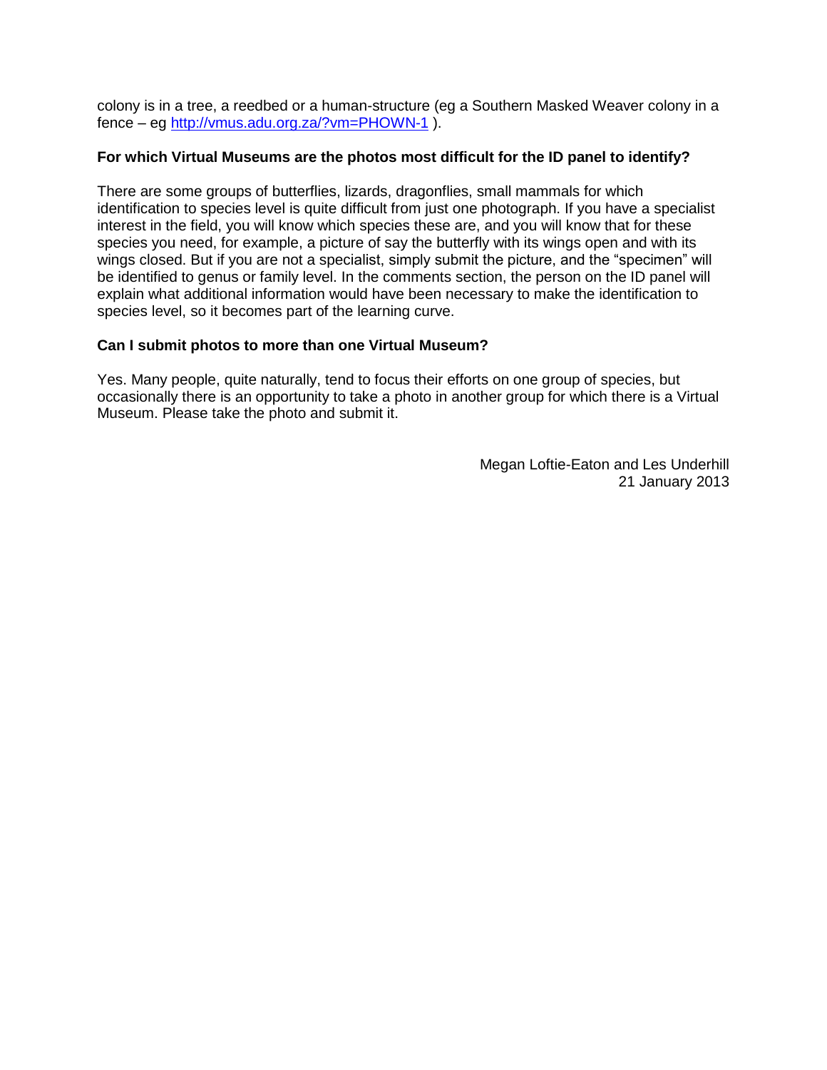colony is in a tree, a reedbed or a human-structure (eg a Southern Masked Weaver colony in a fence – eg http://vmus.adu.org.za/?vm=PHOWN-1 ).

**For which Virtual Museums are the photos most difficult for the ID panel to identify?**

There are some groups of butterflies, lizards, dragonflies, small mammals for which identification to species level is quite difficult from just one photograph. If you have a specialist interest in the field, you will know which species these are, and you will know that for these species you need, for example, a picture of say the butterfly with its wings open and with its wings closed. But if you are not a specialist, simply submit the picture, and the "specimen" will be identified to genus or family level. In the comments section, the person on the ID panel will explain what additional information would have been necessary to make the identification to species level, so it becomes part of the learning curve.

**Can I submit photos to more than one Virtual Museum?**

Yes. Many people, quite naturally, tend to focus their efforts on one group of species, but occasionally there is an opportunity to take a photo in another group for which there is a Virtual Museum. Please take the photo and submit it.

Megan Loftie-Eaton and Les Underhill
21 January 2013